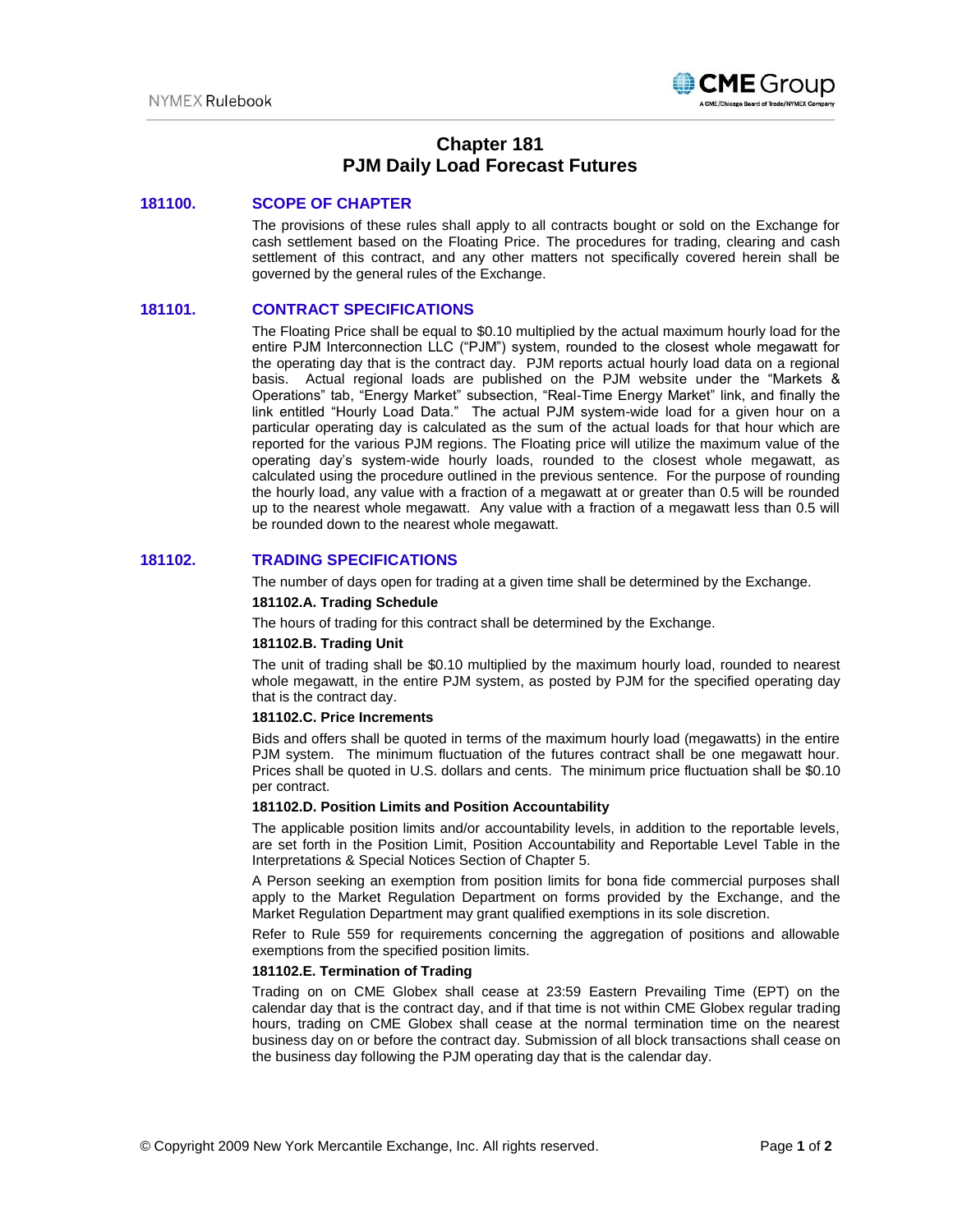# Chapter 181
# PJM Daily Load Forecast Futures

## 181100. SCOPE OF CHAPTER

The provisions of these rules shall apply to all contracts bought or sold on the Exchange for cash settlement based on the Floating Price. The procedures for trading, clearing and cash settlement of this contract, and any other matters not specifically covered herein shall be governed by the general rules of the Exchange.

## 181101. CONTRACT SPECIFICATIONS

The Floating Price shall be equal to $0.10 multiplied by the actual maximum hourly load for the entire PJM Interconnection LLC ("PJM") system, rounded to the closest whole megawatt for the operating day that is the contract day. PJM reports actual hourly load data on a regional basis. Actual regional loads are published on the PJM website under the "Markets & Operations" tab, "Energy Market" subsection, "Real-Time Energy Market" link, and finally the link entitled "Hourly Load Data." The actual PJM system-wide load for a given hour on a particular operating day is calculated as the sum of the actual loads for that hour which are reported for the various PJM regions. The Floating price will utilize the maximum value of the operating day's system-wide hourly loads, rounded to the closest whole megawatt, as calculated using the procedure outlined in the previous sentence. For the purpose of rounding the hourly load, any value with a fraction of a megawatt at or greater than 0.5 will be rounded up to the nearest whole megawatt. Any value with a fraction of a megawatt less than 0.5 will be rounded down to the nearest whole megawatt.

## 181102. TRADING SPECIFICATIONS

The number of days open for trading at a given time shall be determined by the Exchange.

### 181102.A. Trading Schedule

The hours of trading for this contract shall be determined by the Exchange.

### 181102.B. Trading Unit

The unit of trading shall be $0.10 multiplied by the maximum hourly load, rounded to nearest whole megawatt, in the entire PJM system, as posted by PJM for the specified operating day that is the contract day.

### 181102.C. Price Increments

Bids and offers shall be quoted in terms of the maximum hourly load (megawatts) in the entire PJM system. The minimum fluctuation of the futures contract shall be one megawatt hour. Prices shall be quoted in U.S. dollars and cents. The minimum price fluctuation shall be $0.10 per contract.

### 181102.D. Position Limits and Position Accountability

The applicable position limits and/or accountability levels, in addition to the reportable levels, are set forth in the Position Limit, Position Accountability and Reportable Level Table in the Interpretations & Special Notices Section of Chapter 5.

A Person seeking an exemption from position limits for bona fide commercial purposes shall apply to the Market Regulation Department on forms provided by the Exchange, and the Market Regulation Department may grant qualified exemptions in its sole discretion.

Refer to Rule 559 for requirements concerning the aggregation of positions and allowable exemptions from the specified position limits.

### 181102.E. Termination of Trading

Trading on on CME Globex shall cease at 23:59 Eastern Prevailing Time (EPT) on the calendar day that is the contract day, and if that time is not within CME Globex regular trading hours, trading on CME Globex shall cease at the normal termination time on the nearest business day on or before the contract day. Submission of all block transactions shall cease on the business day following the PJM operating day that is the calendar day.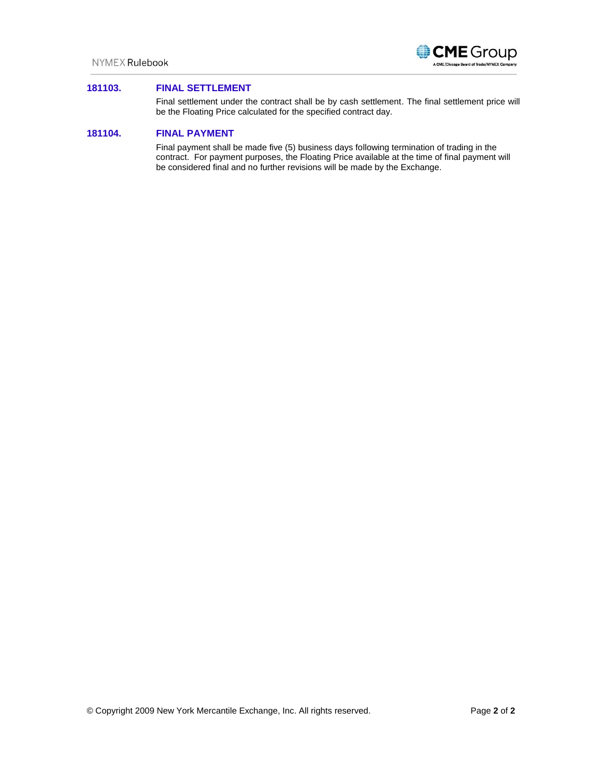### 181103. FINAL SETTLEMENT

Final settlement under the contract shall be by cash settlement. The final settlement price will be the Floating Price calculated for the specified contract day.

### 181104. FINAL PAYMENT

Final payment shall be made five (5) business days following termination of trading in the contract. For payment purposes, the Floating Price available at the time of final payment will be considered final and no further revisions will be made by the Exchange.